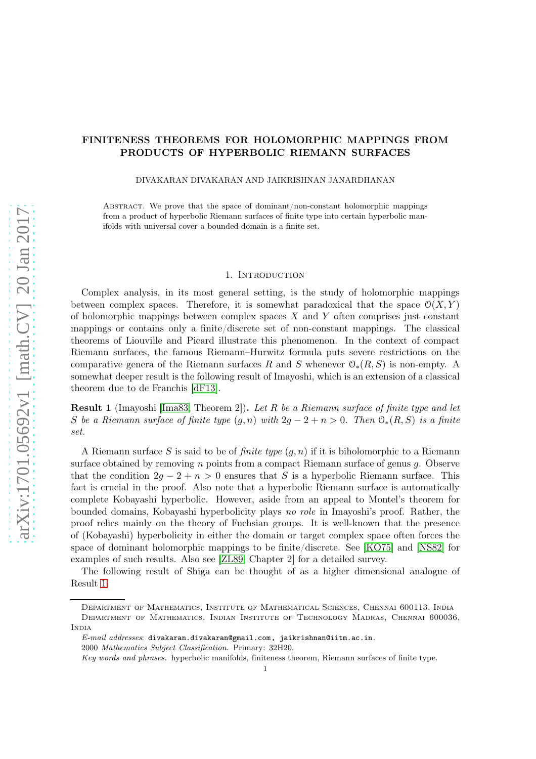# FINITENESS THEOREMS FOR HOLOMORPHIC MAPPINGS FROM PRODUCTS OF HYPERBOLIC RIEMANN SURFACES

DIVAKARAN DIVAKARAN AND JAIKRISHNAN JANARDHANAN

Abstract. We prove that the space of dominant/non-constant holomorphic mappings from a product of hyperbolic Riemann surfaces of finite type into certain hyperbolic manifolds with universal cover a bounded domain is a finite set.

## 1. Introduction

Complex analysis, in its most general setting, is the study of holomorphic mappings between complex spaces. Therefore, it is somewhat paradoxical that the space $\mathcal{O}(X, Y)$ of holomorphic mappings between complex spaces $X$ and $Y$ often comprises just constant mappings or contains only a finite/discrete set of non-constant mappings. The classical theorems of Liouville and Picard illustrate this phenomenon. In the context of compact Riemann surfaces, the famous Riemann–Hurwitz formula puts severe restrictions on the comparative genera of the Riemann surfaces $R$ and $S$ whenever $\mathcal{O}_*(R, S)$ is non-empty. A somewhat deeper result is the following result of Imayoshi, which is an extension of a classical theorem due to de Franchis [dF13].

**Result 1** (Imayoshi [Ima83, Theorem 2]). *Let $R$ be a Riemann surface of finite type and let $S$ be a Riemann surface of finite type $(g, n)$ with $2g - 2 + n > 0$. Then $\mathcal{O}_*(R, S)$ is a finite set.*

A Riemann surface $S$ is said to be of *finite type* $(g, n)$ if it is biholomorphic to a Riemann surface obtained by removing $n$ points from a compact Riemann surface of genus $g$. Observe that the condition $2g - 2 + n > 0$ ensures that $S$ is a hyperbolic Riemann surface. This fact is crucial in the proof. Also note that a hyperbolic Riemann surface is automatically complete Kobayashi hyperbolic. However, aside from an appeal to Montel's theorem for bounded domains, Kobayashi hyperbolicity plays *no role* in Imayoshi's proof. Rather, the proof relies mainly on the theory of Fuchsian groups. It is well-known that the presence of (Kobayashi) hyperbolicity in either the domain or target complex space often forces the space of dominant holomorphic mappings to be finite/discrete. See [KO75] and [NS82] for examples of such results. Also see [ZL89, Chapter 2] for a detailed survey.

The following result of Shiga can be thought of as a higher dimensional analogue of Result 1.

Department of Mathematics, Institute of Mathematical Sciences, Chennai 600113, India

Department of Mathematics, Indian Institute of Technology Madras, Chennai 600036, India

*E-mail addresses*: divakaran.divakaran@gmail.com, jaikrishnan@iitm.ac.in.

2000 *Mathematics Subject Classification.* Primary: 32H20.

*Key words and phrases.* hyperbolic manifolds, finiteness theorem, Riemann surfaces of finite type.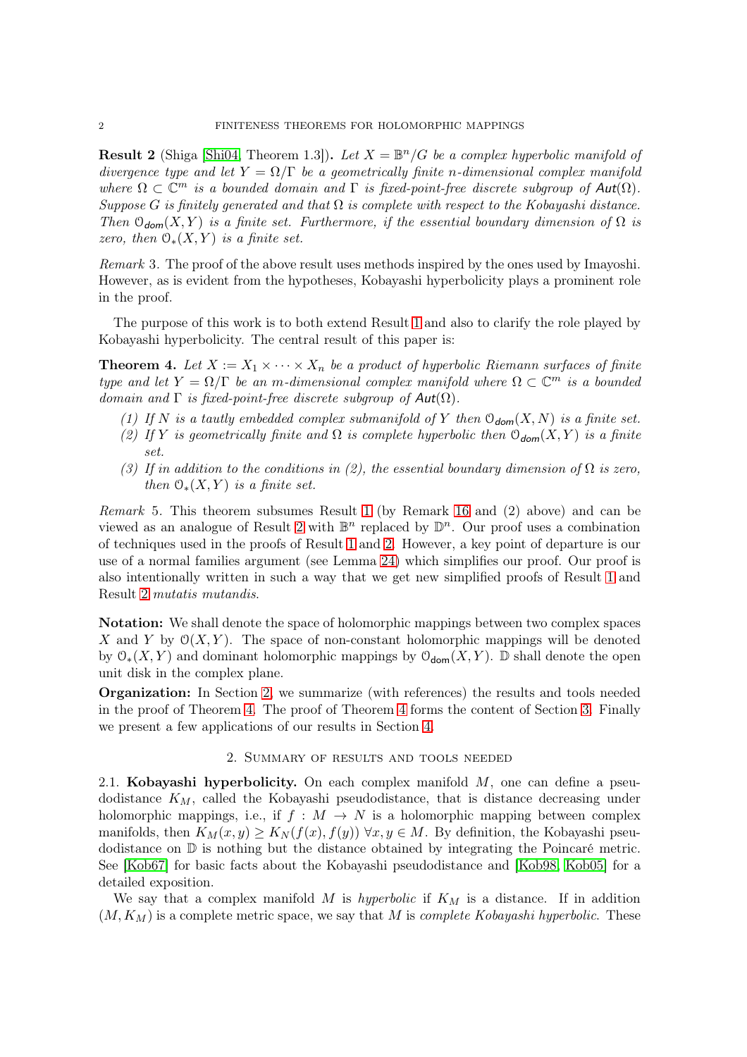**Result 2** (Shiga [Shi04, Theorem 1.3])**.** *Let $X = \mathbb{B}^n/G$ be a complex hyperbolic manifold of divergence type and let $Y = \Omega/\Gamma$ be a geometrically finite $n$-dimensional complex manifold where $\Omega \subset \mathbb{C}^m$ is a bounded domain and $\Gamma$ is fixed-point-free discrete subgroup of $\mathsf{Aut}(\Omega)$. Suppose $G$ is finitely generated and that $\Omega$ is complete with respect to the Kobayashi distance. Then $\mathcal{O}_{\mathsf{dom}}(X, Y)$ is a finite set. Furthermore, if the essential boundary dimension of $\Omega$ is zero, then $\mathcal{O}_*(X, Y)$ is a finite set.*

*Remark* 3. The proof of the above result uses methods inspired by the ones used by Imayoshi. However, as is evident from the hypotheses, Kobayashi hyperbolicity plays a prominent role in the proof.

The purpose of this work is to both extend Result 1 and also to clarify the role played by Kobayashi hyperbolicity. The central result of this paper is:

**Theorem 4.** *Let $X := X_1 \times \cdots \times X_n$ be a product of hyperbolic Riemann surfaces of finite type and let $Y = \Omega/\Gamma$ be an $m$-dimensional complex manifold where $\Omega \subset \mathbb{C}^m$ is a bounded domain and $\Gamma$ is fixed-point-free discrete subgroup of $\mathsf{Aut}(\Omega)$.*

*(1) If $N$ is a tautly embedded complex submanifold of $Y$ then $\mathcal{O}_{\mathsf{dom}}(X, N)$ is a finite set.*
*(2) If $Y$ is geometrically finite and $\Omega$ is complete hyperbolic then $\mathcal{O}_{\mathsf{dom}}(X, Y)$ is a finite set.*
*(3) If in addition to the conditions in (2), the essential boundary dimension of $\Omega$ is zero, then $\mathcal{O}_*(X, Y)$ is a finite set.*

*Remark* 5. This theorem subsumes Result 1 (by Remark 16 and (2) above) and can be viewed as an analogue of Result 2 with $\mathbb{B}^n$ replaced by $\mathbb{D}^n$. Our proof uses a combination of techniques used in the proofs of Result 1 and 2. However, a key point of departure is our use of a normal families argument (see Lemma 24) which simplifies our proof. Our proof is also intentionally written in such a way that we get new simplified proofs of Result 1 and Result 2 *mutatis mutandis*.

**Notation:** We shall denote the space of holomorphic mappings between two complex spaces $X$ and $Y$ by $\mathcal{O}(X, Y)$. The space of non-constant holomorphic mappings will be denoted by $\mathcal{O}_*(X, Y)$ and dominant holomorphic mappings by $\mathcal{O}_{\mathsf{dom}}(X, Y)$. $\mathbb{D}$ shall denote the open unit disk in the complex plane.

**Organization:** In Section 2, we summarize (with references) the results and tools needed in the proof of Theorem 4. The proof of Theorem 4 forms the content of Section 3. Finally we present a few applications of our results in Section 4.

## 2. Summary of results and tools needed

2.1. **Kobayashi hyperbolicity.** On each complex manifold $M$, one can define a pseudodistance $K_M$, called the Kobayashi pseudodistance, that is distance decreasing under holomorphic mappings, i.e., if $f : M \to N$ is a holomorphic mapping between complex manifolds, then $K_M(x, y) \geq K_N(f(x), f(y)) \; \forall x, y \in M$. By definition, the Kobayashi pseudodistance on $\mathbb{D}$ is nothing but the distance obtained by integrating the Poincaré metric. See [Kob67] for basic facts about the Kobayashi pseudodistance and [Kob98, Kob05] for a detailed exposition.

We say that a complex manifold $M$ is *hyperbolic* if $K_M$ is a distance. If in addition $(M, K_M)$ is a complete metric space, we say that $M$ is *complete Kobayashi hyperbolic*. These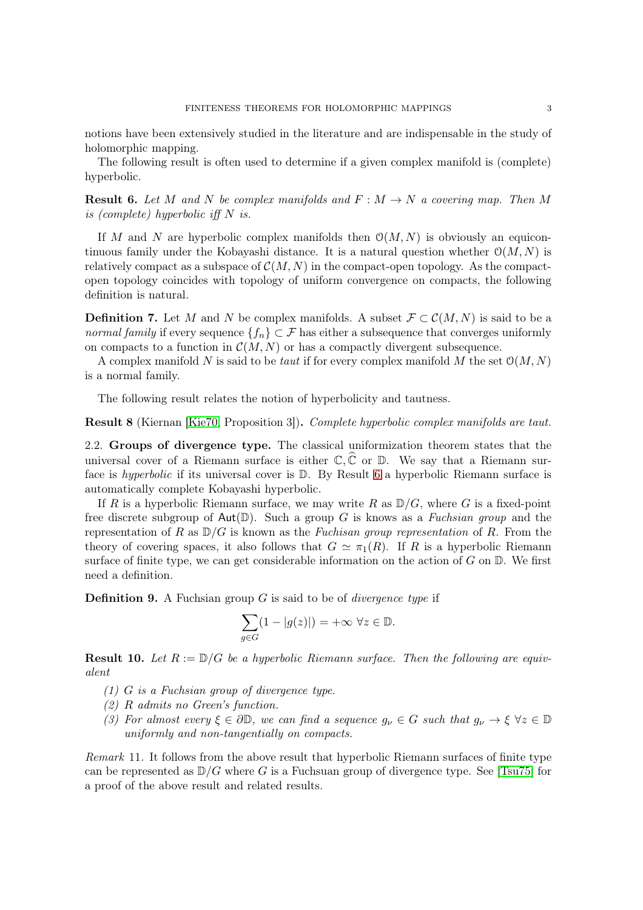notions have been extensively studied in the literature and are indispensable in the study of holomorphic mapping.

The following result is often used to determine if a given complex manifold is (complete) hyperbolic.

**Result 6.** *Let $M$ and $N$ be complex manifolds and $F : M \to N$ a covering map. Then $M$ is (complete) hyperbolic iff $N$ is.*

If $M$ and $N$ are hyperbolic complex manifolds then $\mathcal{O}(M, N)$ is obviously an equicontinuous family under the Kobayashi distance. It is a natural question whether $\mathcal{O}(M, N)$ is relatively compact as a subspace of $\mathcal{C}(M, N)$ in the compact-open topology. As the compact-open topology coincides with topology of uniform convergence on compacts, the following definition is natural.

**Definition 7.** Let $M$ and $N$ be complex manifolds. A subset $\mathcal{F} \subset \mathcal{C}(M, N)$ is said to be a *normal family* if every sequence $\{f_n\} \subset \mathcal{F}$ has either a subsequence that converges uniformly on compacts to a function in $\mathcal{C}(M, N)$ or has a compactly divergent subsequence.

A complex manifold $N$ is said to be *taut* if for every complex manifold $M$ the set $\mathcal{O}(M, N)$ is a normal family.

The following result relates the notion of hyperbolicity and tautness.

**Result 8** (Kiernan [Kie70, Proposition 3])**.** *Complete hyperbolic complex manifolds are taut.*

### 2.2. Groups of divergence type.

The classical uniformization theorem states that the universal cover of a Riemann surface is either $\mathbb{C}, \widehat{\mathbb{C}}$ or $\mathbb{D}$. We say that a Riemann surface is *hyperbolic* if its universal cover is $\mathbb{D}$. By Result 6 a hyperbolic Riemann surface is automatically complete Kobayashi hyperbolic.

If $R$ is a hyperbolic Riemann surface, we may write $R$ as $\mathbb{D}/G$, where $G$ is a fixed-point free discrete subgroup of $\mathsf{Aut}(\mathbb{D})$. Such a group $G$ is knows as a *Fuchsian group* and the representation of $R$ as $\mathbb{D}/G$ is known as the *Fuchisan group representation* of $R$. From the theory of covering spaces, it also follows that $G \simeq \pi_1(R)$. If $R$ is a hyperbolic Riemann surface of finite type, we can get considerable information on the action of $G$ on $\mathbb{D}$. We first need a definition.

**Definition 9.** A Fuchsian group $G$ is said to be of *divergence type* if

$$\sum_{g \in G} (1 - |g(z)|) = +\infty \ \forall z \in \mathbb{D}.$$

**Result 10.** *Let $R := \mathbb{D}/G$ be a hyperbolic Riemann surface. Then the following are equivalent*

1. *$G$ is a Fuchsian group of divergence type.*
2. *$R$ admits no Green's function.*
3. *For almost every $\xi \in \partial\mathbb{D}$, we can find a sequence $g_\nu \in G$ such that $g_\nu \to \xi \ \forall z \in \mathbb{D}$ uniformly and non-tangentially on compacts.*

*Remark* 11. It follows from the above result that hyperbolic Riemann surfaces of finite type can be represented as $\mathbb{D}/G$ where $G$ is a Fuchsuan group of divergence type. See [Tsu75] for a proof of the above result and related results.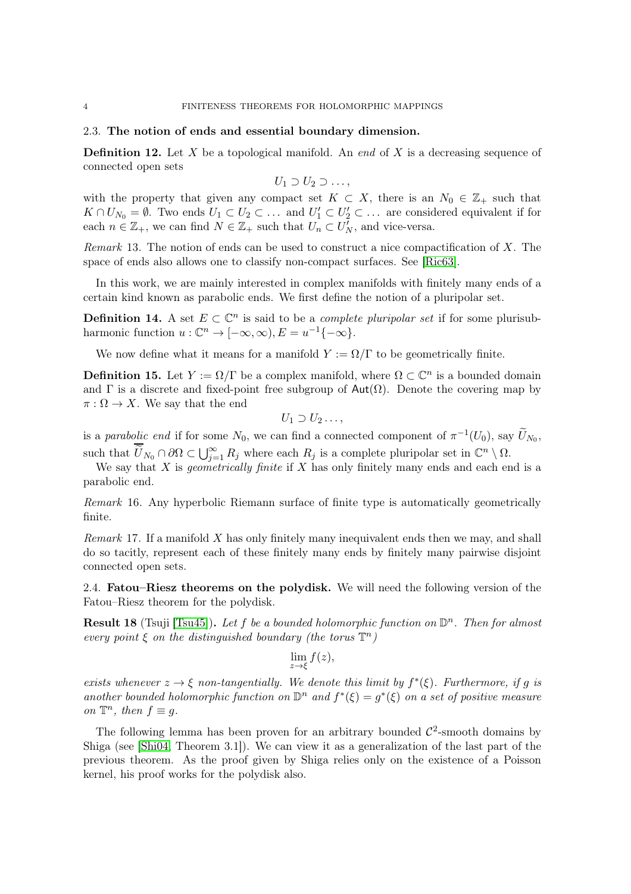### 2.3. The notion of ends and essential boundary dimension.

**Definition 12.** Let $X$ be a topological manifold. An *end* of $X$ is a decreasing sequence of connected open sets

$$U_1 \supset U_2 \supset \dots,$$

with the property that given any compact set $K \subset X$, there is an $N_0 \in \mathbb{Z}_+$ such that $K \cap U_{N_0} = \emptyset$. Two ends $U_1 \subset U_2 \subset \dots$ and $U_1' \subset U_2' \subset \dots$ are considered equivalent if for each $n \in \mathbb{Z}_+$, we can find $N \in \mathbb{Z}_+$ such that $U_n \subset U_N'$, and vice-versa.

*Remark* 13. The notion of ends can be used to construct a nice compactification of $X$. The space of ends also allows one to classify non-compact surfaces. See [Ric63].

In this work, we are mainly interested in complex manifolds with finitely many ends of a certain kind known as parabolic ends. We first define the notion of a pluripolar set.

**Definition 14.** A set $E \subset \mathbb{C}^n$ is said to be a *complete pluripolar set* if for some plurisubharmonic function $u : \mathbb{C}^n \to [-\infty, \infty), E = u^{-1}\{-\infty\}$.

We now define what it means for a manifold $Y := \Omega/\Gamma$ to be geometrically finite.

**Definition 15.** Let $Y := \Omega/\Gamma$ be a complex manifold, where $\Omega \subset \mathbb{C}^n$ is a bounded domain and $\Gamma$ is a discrete and fixed-point free subgroup of $\mathsf{Aut}(\Omega)$. Denote the covering map by $\pi : \Omega \to X$. We say that the end

$$U_1 \supset U_2 \dots,$$

is a *parabolic end* if for some $N_0$, we can find a connected component of $\pi^{-1}(U_0)$, say $\widetilde{U}_{N_0}$, such that $\overline{\widetilde{U}}_{N_0} \cap \partial\Omega \subset \bigcup_{j=1}^{\infty} R_j$ where each $R_j$ is a complete pluripolar set in $\mathbb{C}^n \setminus \Omega$.

We say that $X$ is *geometrically finite* if $X$ has only finitely many ends and each end is a parabolic end.

*Remark* 16. Any hyperbolic Riemann surface of finite type is automatically geometrically finite.

*Remark* 17. If a manifold $X$ has only finitely many inequivalent ends then we may, and shall do so tacitly, represent each of these finitely many ends by finitely many pairwise disjoint connected open sets.

### 2.4. Fatou–Riesz theorems on the polydisk.

We will need the following version of the Fatou–Riesz theorem for the polydisk.

**Result 18** (Tsuji [Tsu45]). *Let $f$ be a bounded holomorphic function on $\mathbb{D}^n$. Then for almost every point $\xi$ on the distinguished boundary (the torus $\mathbb{T}^n$)*

$$\lim_{z \to \xi} f(z),$$

*exists whenever $z \to \xi$ non-tangentially. We denote this limit by $f^*(\xi)$. Furthermore, if $g$ is another bounded holomorphic function on $\mathbb{D}^n$ and $f^*(\xi) = g^*(\xi)$ on a set of positive measure on $\mathbb{T}^n$, then $f \equiv g$.*

The following lemma has been proven for an arbitrary bounded $\mathcal{C}^2$-smooth domains by Shiga (see [Shi04, Theorem 3.1]). We can view it as a generalization of the last part of the previous theorem. As the proof given by Shiga relies only on the existence of a Poisson kernel, his proof works for the polydisk also.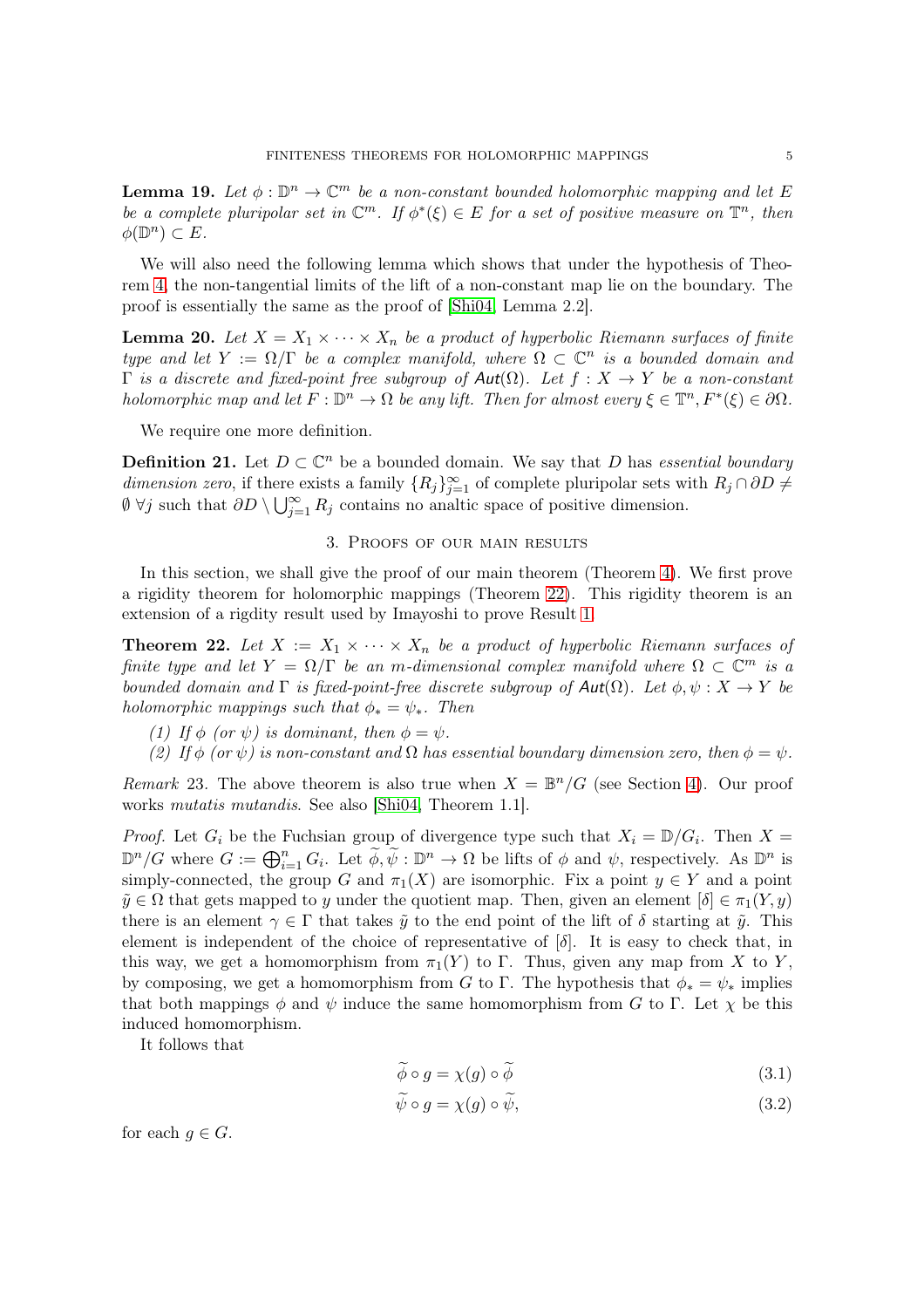**Lemma 19.** *Let $\phi : \mathbb{D}^n \to \mathbb{C}^m$ be a non-constant bounded holomorphic mapping and let $E$ be a complete pluripolar set in $\mathbb{C}^m$. If $\phi^*(\xi) \in E$ for a set of positive measure on $\mathbb{T}^n$, then $\phi(\mathbb{D}^n) \subset E$.*

We will also need the following lemma which shows that under the hypothesis of Theorem 4, the non-tangential limits of the lift of a non-constant map lie on the boundary. The proof is essentially the same as the proof of [Shi04, Lemma 2.2].

**Lemma 20.** *Let $X = X_1 \times \cdots \times X_n$ be a product of hyperbolic Riemann surfaces of finite type and let $Y := \Omega/\Gamma$ be a complex manifold, where $\Omega \subset \mathbb{C}^n$ is a bounded domain and $\Gamma$ is a discrete and fixed-point free subgroup of $\mathsf{Aut}(\Omega)$. Let $f : X \to Y$ be a non-constant holomorphic map and let $F : \mathbb{D}^n \to \Omega$ be any lift. Then for almost every $\xi \in \mathbb{T}^n, F^*(\xi) \in \partial\Omega$.*

We require one more definition.

**Definition 21.** Let $D \subset \mathbb{C}^n$ be a bounded domain. We say that $D$ has *essential boundary dimension zero*, if there exists a family $\{R_j\}_{j=1}^{\infty}$ of complete pluripolar sets with $R_j \cap \partial D \neq \emptyset$ $\forall j$ such that $\partial D \setminus \bigcup_{j=1}^{\infty} R_j$ contains no analtic space of positive dimension.

## 3. Proofs of our main results

In this section, we shall give the proof of our main theorem (Theorem 4). We first prove a rigidity theorem for holomorphic mappings (Theorem 22). This rigidity theorem is an extension of a rigdity result used by Imayoshi to prove Result 1.

**Theorem 22.** *Let $X := X_1 \times \cdots \times X_n$ be a product of hyperbolic Riemann surfaces of finite type and let $Y = \Omega/\Gamma$ be an $m$-dimensional complex manifold where $\Omega \subset \mathbb{C}^m$ is a bounded domain and $\Gamma$ is fixed-point-free discrete subgroup of $\mathsf{Aut}(\Omega)$. Let $\phi, \psi : X \to Y$ be holomorphic mappings such that $\phi_* = \psi_*$. Then*

*(1) If $\phi$ (or $\psi$) is dominant, then $\phi = \psi$.*

*(2) If $\phi$ (or $\psi$) is non-constant and $\Omega$ has essential boundary dimension zero, then $\phi = \psi$.*

*Remark* 23. The above theorem is also true when $X = \mathbb{B}^n/G$ (see Section 4). Our proof works *mutatis mutandis*. See also [Shi04, Theorem 1.1].

*Proof.* Let $G_i$ be the Fuchsian group of divergence type such that $X_i = \mathbb{D}/G_i$. Then $X = \mathbb{D}^n/G$ where $G := \bigoplus_{i=1}^n G_i$. Let $\widetilde{\phi}, \widetilde{\psi} : \mathbb{D}^n \to \Omega$ be lifts of $\phi$ and $\psi$, respectively. As $\mathbb{D}^n$ is simply-connected, the group $G$ and $\pi_1(X)$ are isomorphic. Fix a point $y \in Y$ and a point $\tilde{y} \in \Omega$ that gets mapped to $y$ under the quotient map. Then, given an element $[\delta] \in \pi_1(Y, y)$ there is an element $\gamma \in \Gamma$ that takes $\tilde{y}$ to the end point of the lift of $\delta$ starting at $\tilde{y}$. This element is independent of the choice of representative of $[\delta]$. It is easy to check that, in this way, we get a homomorphism from $\pi_1(Y)$ to $\Gamma$. Thus, given any map from $X$ to $Y$, by composing, we get a homomorphism from $G$ to $\Gamma$. The hypothesis that $\phi_* = \psi_*$ implies that both mappings $\phi$ and $\psi$ induce the same homomorphism from $G$ to $\Gamma$. Let $\chi$ be this induced homomorphism.

It follows that

$$\widetilde{\phi} \circ g = \chi(g) \circ \widetilde{\phi} \tag{3.1}$$

$$\widetilde{\psi} \circ g = \chi(g) \circ \widetilde{\psi}, \tag{3.2}$$

for each $g \in G$.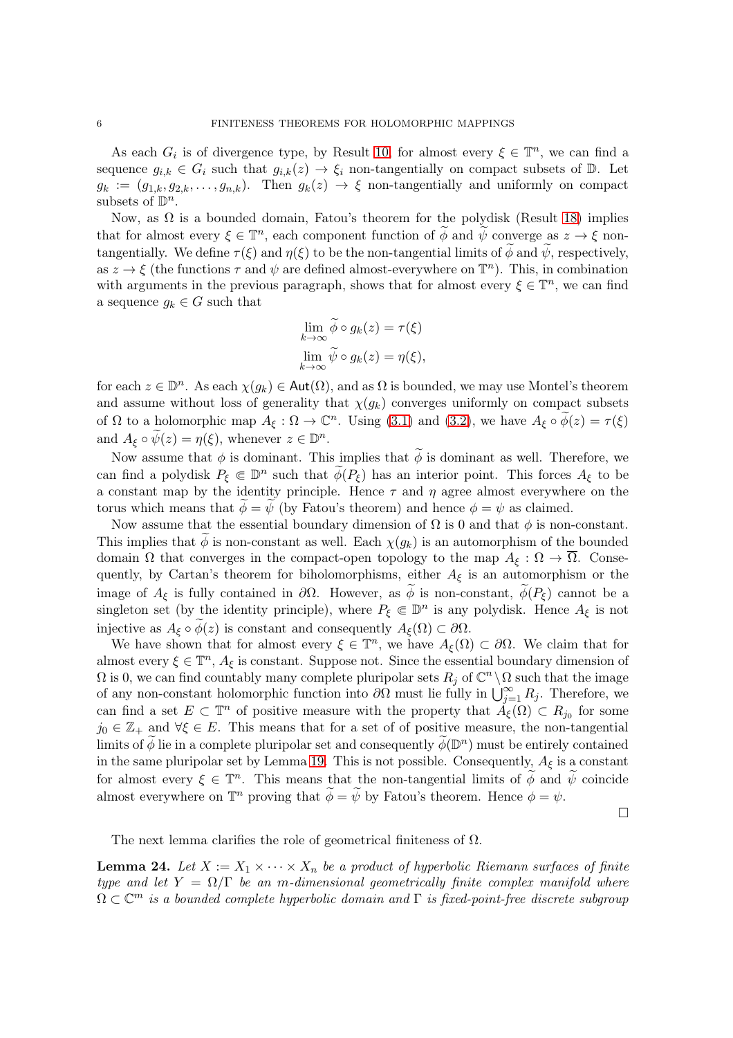As each $G_i$ is of divergence type, by Result 10, for almost every $\xi \in \mathbb{T}^n$, we can find a sequence $g_{i,k} \in G_i$ such that $g_{i,k}(z) \to \xi_i$ non-tangentially on compact subsets of $\mathbb{D}$. Let $g_k := (g_{1,k}, g_{2,k}, \ldots, g_{n,k})$. Then $g_k(z) \to \xi$ non-tangentially and uniformly on compact subsets of $\mathbb{D}^n$.

Now, as $\Omega$ is a bounded domain, Fatou's theorem for the polydisk (Result 18) implies that for almost every $\xi \in \mathbb{T}^n$, each component function of $\widetilde{\phi}$ and $\widetilde{\psi}$ converge as $z \to \xi$ non-tangentially. We define $\tau(\xi)$ and $\eta(\xi)$ to be the non-tangential limits of $\widetilde{\phi}$ and $\widetilde{\psi}$, respectively, as $z \to \xi$ (the functions $\tau$ and $\psi$ are defined almost-everywhere on $\mathbb{T}^n$). This, in combination with arguments in the previous paragraph, shows that for almost every $\xi \in \mathbb{T}^n$, we can find a sequence $g_k \in G$ such that

$$\lim_{k\to\infty} \widetilde{\phi} \circ g_k(z) = \tau(\xi)$$
$$\lim_{k\to\infty} \widetilde{\psi} \circ g_k(z) = \eta(\xi),$$

for each $z \in \mathbb{D}^n$. As each $\chi(g_k) \in \mathsf{Aut}(\Omega)$, and as $\Omega$ is bounded, we may use Montel's theorem and assume without loss of generality that $\chi(g_k)$ converges uniformly on compact subsets of $\Omega$ to a holomorphic map $A_\xi : \Omega \to \mathbb{C}^n$. Using (3.1) and (3.2), we have $A_\xi \circ \widetilde{\phi}(z) = \tau(\xi)$ and $A_\xi \circ \widetilde{\psi}(z) = \eta(\xi)$, whenever $z \in \mathbb{D}^n$.

Now assume that $\phi$ is dominant. This implies that $\widetilde{\phi}$ is dominant as well. Therefore, we can find a polydisk $P_\xi \Subset \mathbb{D}^n$ such that $\widetilde{\phi}(P_\xi)$ has an interior point. This forces $A_\xi$ to be a constant map by the identity principle. Hence $\tau$ and $\eta$ agree almost everywhere on the torus which means that $\widetilde{\phi} = \widetilde{\psi}$ (by Fatou's theorem) and hence $\phi = \psi$ as claimed.

Now assume that the essential boundary dimension of $\Omega$ is 0 and that $\phi$ is non-constant. This implies that $\widetilde{\phi}$ is non-constant as well. Each $\chi(g_k)$ is an automorphism of the bounded domain $\Omega$ that converges in the compact-open topology to the map $A_\xi : \Omega \to \overline{\Omega}$. Consequently, by Cartan's theorem for biholomorphisms, either $A_\xi$ is an automorphism or the image of $A_\xi$ is fully contained in $\partial\Omega$. However, as $\widetilde{\phi}$ is non-constant, $\widetilde{\phi}(P_\xi)$ cannot be a singleton set (by the identity principle), where $P_\xi \Subset \mathbb{D}^n$ is any polydisk. Hence $A_\xi$ is not injective as $A_\xi \circ \widetilde{\phi}(z)$ is constant and consequently $A_\xi(\Omega) \subset \partial\Omega$.

We have shown that for almost every $\xi \in \mathbb{T}^n$, we have $A_\xi(\Omega) \subset \partial\Omega$. We claim that for almost every $\xi \in \mathbb{T}^n$, $A_\xi$ is constant. Suppose not. Since the essential boundary dimension of $\Omega$ is 0, we can find countably many complete pluripolar sets $R_j$ of $\mathbb{C}^n \setminus \Omega$ such that the image of any non-constant holomorphic function into $\partial\Omega$ must lie fully in $\bigcup_{j=1}^{\infty} R_j$. Therefore, we can find a set $E \subset \mathbb{T}^n$ of positive measure with the property that $A_\xi(\Omega) \subset R_{j_0}$ for some $j_0 \in \mathbb{Z}_+$ and $\forall \xi \in E$. This means that for a set of of positive measure, the non-tangential limits of $\widetilde{\phi}$ lie in a complete pluripolar set and consequently $\widetilde{\phi}(\mathbb{D}^n)$ must be entirely contained in the same pluripolar set by Lemma 19. This is not possible. Consequently, $A_\xi$ is a constant for almost every $\xi \in \mathbb{T}^n$. This means that the non-tangential limits of $\widetilde{\phi}$ and $\widetilde{\psi}$ coincide almost everywhere on $\mathbb{T}^n$ proving that $\widetilde{\phi} = \widetilde{\psi}$ by Fatou's theorem. Hence $\phi = \psi$.

□

The next lemma clarifies the role of geometrical finiteness of $\Omega$.

**Lemma 24.** *Let $X := X_1 \times \cdots \times X_n$ be a product of hyperbolic Riemann surfaces of finite type and let $Y = \Omega/\Gamma$ be an $m$-dimensional geometrically finite complex manifold where $\Omega \subset \mathbb{C}^m$ is a bounded complete hyperbolic domain and $\Gamma$ is fixed-point-free discrete subgroup*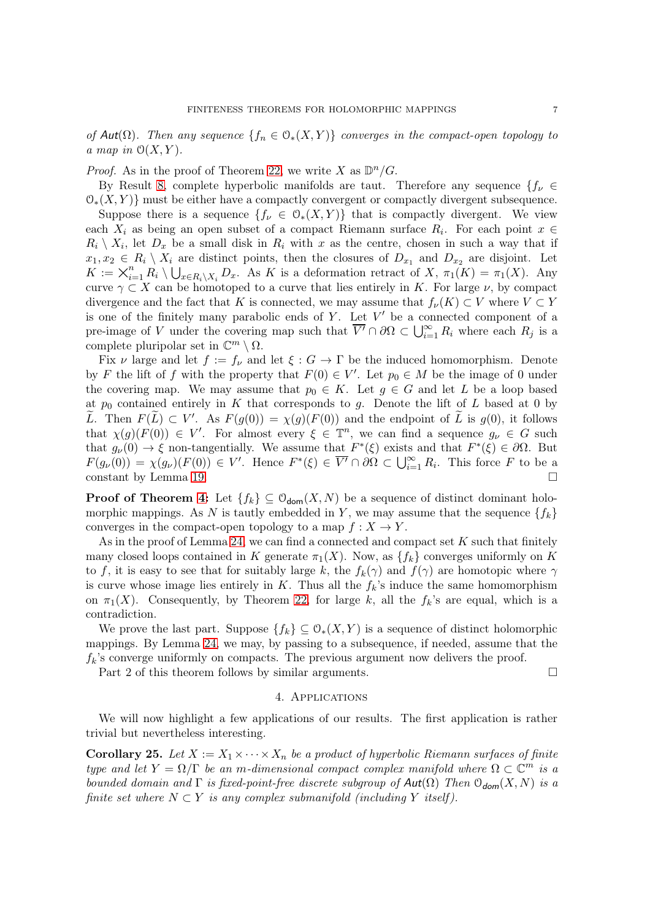*of $\mathit{Aut}(\Omega)$. Then any sequence $\{f_n \in \mathcal{O}_*(X,Y)\}$ converges in the compact-open topology to a map in $\mathcal{O}(X,Y)$.*

*Proof.* As in the proof of Theorem 22, we write $X$ as $\mathbb{D}^n/G$.

By Result 8, complete hyperbolic manifolds are taut. Therefore any sequence $\{f_\nu \in \mathcal{O}_*(X,Y)\}$ must be either have a compactly convergent or compactly divergent subsequence.

Suppose there is a sequence $\{f_\nu \in \mathcal{O}_*(X,Y)\}$ that is compactly divergent. We view each $X_i$ as being an open subset of a compact Riemann surface $R_i$. For each point $x \in R_i \setminus X_i$, let $D_x$ be a small disk in $R_i$ with $x$ as the centre, chosen in such a way that if $x_1, x_2 \in R_i \setminus X_i$ are distinct points, then the closures of $D_{x_1}$ and $D_{x_2}$ are disjoint. Let $K := \bigtimes_{i=1}^n R_i \setminus \bigcup_{x \in R_i \setminus X_i} D_x$. As $K$ is a deformation retract of $X$, $\pi_1(K) = \pi_1(X)$. Any curve $\gamma \subset X$ can be homotoped to a curve that lies entirely in $K$. For large $\nu$, by compact divergence and the fact that $K$ is connected, we may assume that $f_\nu(K) \subset V$ where $V \subset Y$ is one of the finitely many parabolic ends of $Y$. Let $V'$ be a connected component of a pre-image of $V$ under the covering map such that $\overline{V'} \cap \partial\Omega \subset \bigcup_{i=1}^\infty R_i$ where each $R_j$ is a complete pluripolar set in $\mathbb{C}^m \setminus \Omega$.

Fix $\nu$ large and let $f := f_\nu$ and let $\xi : G \to \Gamma$ be the induced homomorphism. Denote by $F$ the lift of $f$ with the property that $F(0) \in V'$. Let $p_0 \in M$ be the image of $0$ under the covering map. We may assume that $p_0 \in K$. Let $g \in G$ and let $L$ be a loop based at $p_0$ contained entirely in $K$ that corresponds to $g$. Denote the lift of $L$ based at $0$ by $\widetilde{L}$. Then $F(\widetilde{L}) \subset V'$. As $F(g(0)) = \chi(g)(F(0))$ and the endpoint of $\widetilde{L}$ is $g(0)$, it follows that $\chi(g)(F(0)) \in V'$. For almost every $\xi \in \mathbb{T}^n$, we can find a sequence $g_\nu \in G$ such that $g_\nu(0) \to \xi$ non-tangentially. We assume that $F^*(\xi)$ exists and that $F^*(\xi) \in \partial\Omega$. But $F(g_\nu(0)) = \chi(g_\nu)(F(0)) \in V'$. Hence $F^*(\xi) \in \overline{V'} \cap \partial\Omega \subset \bigcup_{i=1}^\infty R_i$. This force $F$ to be a constant by Lemma 19. $\square$

**Proof of Theorem 4:** Let $\{f_k\} \subseteq \mathcal{O}_{\mathsf{dom}}(X,N)$ be a sequence of distinct dominant holomorphic mappings. As $N$ is tautly embedded in $Y$, we may assume that the sequence $\{f_k\}$ converges in the compact-open topology to a map $f : X \to Y$.

As in the proof of Lemma 24, we can find a connected and compact set $K$ such that finitely many closed loops contained in $K$ generate $\pi_1(X)$. Now, as $\{f_k\}$ converges uniformly on $K$ to $f$, it is easy to see that for suitably large $k$, the $f_k(\gamma)$ and $f(\gamma)$ are homotopic where $\gamma$ is curve whose image lies entirely in $K$. Thus all the $f_k$'s induce the same homomorphism on $\pi_1(X)$. Consequently, by Theorem 22, for large $k$, all the $f_k$'s are equal, which is a contradiction.

We prove the last part. Suppose $\{f_k\} \subseteq \mathcal{O}_*(X,Y)$ is a sequence of distinct holomorphic mappings. By Lemma 24, we may, by passing to a subsequence, if needed, assume that the $f_k$'s converge uniformly on compacts. The previous argument now delivers the proof.

Part 2 of this theorem follows by similar arguments. $\square$

## 4. Applications

We will now highlight a few applications of our results. The first application is rather trivial but nevertheless interesting.

**Corollary 25.** *Let $X := X_1 \times \cdots \times X_n$ be a product of hyperbolic Riemann surfaces of finite type and let $Y = \Omega/\Gamma$ be an $m$-dimensional compact complex manifold where $\Omega \subset \mathbb{C}^m$ is a bounded domain and $\Gamma$ is fixed-point-free discrete subgroup of $\mathit{Aut}(\Omega)$ Then $\mathcal{O}_{\mathsf{dom}}(X,N)$ is a finite set where $N \subset Y$ is any complex submanifold (including $Y$ itself).*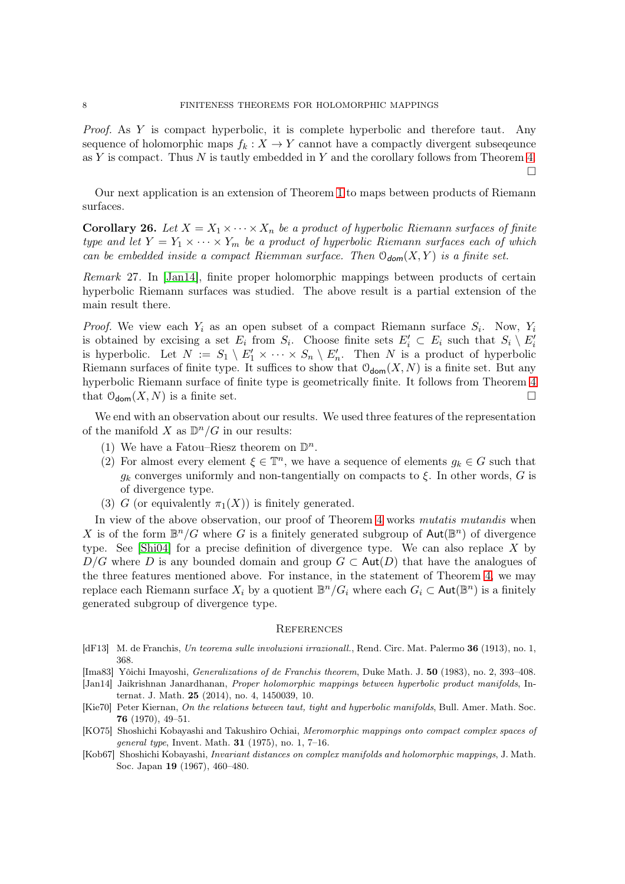*Proof.* As $Y$ is compact hyperbolic, it is complete hyperbolic and therefore taut. Any sequence of holomorphic maps $f_k : X \to Y$ cannot have a compactly divergent subseqeunce as $Y$ is compact. Thus $N$ is tautly embedded in $Y$ and the corollary follows from Theorem 4. $\square$

Our next application is an extension of Theorem 1 to maps between products of Riemann surfaces.

**Corollary 26.** *Let $X = X_1 \times \cdots \times X_n$ be a product of hyperbolic Riemann surfaces of finite type and let $Y = Y_1 \times \cdots \times Y_m$ be a product of hyperbolic Riemann surfaces each of which can be embedded inside a compact Riemman surface. Then $\mathcal{O}_{\mathsf{dom}}(X, Y)$ is a finite set.*

*Remark* 27. In [Jan14], finite proper holomorphic mappings between products of certain hyperbolic Riemann surfaces was studied. The above result is a partial extension of the main result there.

*Proof.* We view each $Y_i$ as an open subset of a compact Riemann surface $S_i$. Now, $Y_i$ is obtained by excising a set $E_i$ from $S_i$. Choose finite sets $E'_i \subset E_i$ such that $S_i \setminus E'_i$ is hyperbolic. Let $N := S_1 \setminus E'_1 \times \cdots \times S_n \setminus E'_n$. Then $N$ is a product of hyperbolic Riemann surfaces of finite type. It suffices to show that $\mathcal{O}_{\mathsf{dom}}(X, N)$ is a finite set. But any hyperbolic Riemann surface of finite type is geometrically finite. It follows from Theorem 4 that $\mathcal{O}_{\mathsf{dom}}(X, N)$ is a finite set. $\square$

We end with an observation about our results. We used three features of the representation of the manifold $X$ as $\mathbb{D}^n/G$ in our results:

1. We have a Fatou–Riesz theorem on $\mathbb{D}^n$.
2. For almost every element $\xi \in \mathbb{T}^n$, we have a sequence of elements $g_k \in G$ such that $g_k$ converges uniformly and non-tangentially on compacts to $\xi$. In other words, $G$ is of divergence type.
3. $G$ (or equivalently $\pi_1(X)$) is finitely generated.

In view of the above observation, our proof of Theorem 4 works *mutatis mutandis* when $X$ is of the form $\mathbb{B}^n/G$ where $G$ is a finitely generated subgroup of $\mathsf{Aut}(\mathbb{B}^n)$ of divergence type. See [Shi04] for a precise definition of divergence type. We can also replace $X$ by $D/G$ where $D$ is any bounded domain and group $G \subset \mathsf{Aut}(D)$ that have the analogues of the three features mentioned above. For instance, in the statement of Theorem 4, we may replace each Riemann surface $X_i$ by a quotient $\mathbb{B}^n/G_i$ where each $G_i \subset \mathsf{Aut}(\mathbb{B}^n)$ is a finitely generated subgroup of divergence type.

## References

[dF13] M. de Franchis, *Un teorema sulle involuzioni irrazionall.*, Rend. Circ. Mat. Palermo **36** (1913), no. 1, 368.

[Ima83] Yôichi Imayoshi, *Generalizations of de Franchis theorem*, Duke Math. J. **50** (1983), no. 2, 393–408.

[Jan14] Jaikrishnan Janardhanan, *Proper holomorphic mappings between hyperbolic product manifolds*, Internat. J. Math. **25** (2014), no. 4, 1450039, 10.

[Kie70] Peter Kiernan, *On the relations between taut, tight and hyperbolic manifolds*, Bull. Amer. Math. Soc. **76** (1970), 49–51.

[KO75] Shoshichi Kobayashi and Takushiro Ochiai, *Meromorphic mappings onto compact complex spaces of general type*, Invent. Math. **31** (1975), no. 1, 7–16.

[Kob67] Shoshichi Kobayashi, *Invariant distances on complex manifolds and holomorphic mappings*, J. Math. Soc. Japan **19** (1967), 460–480.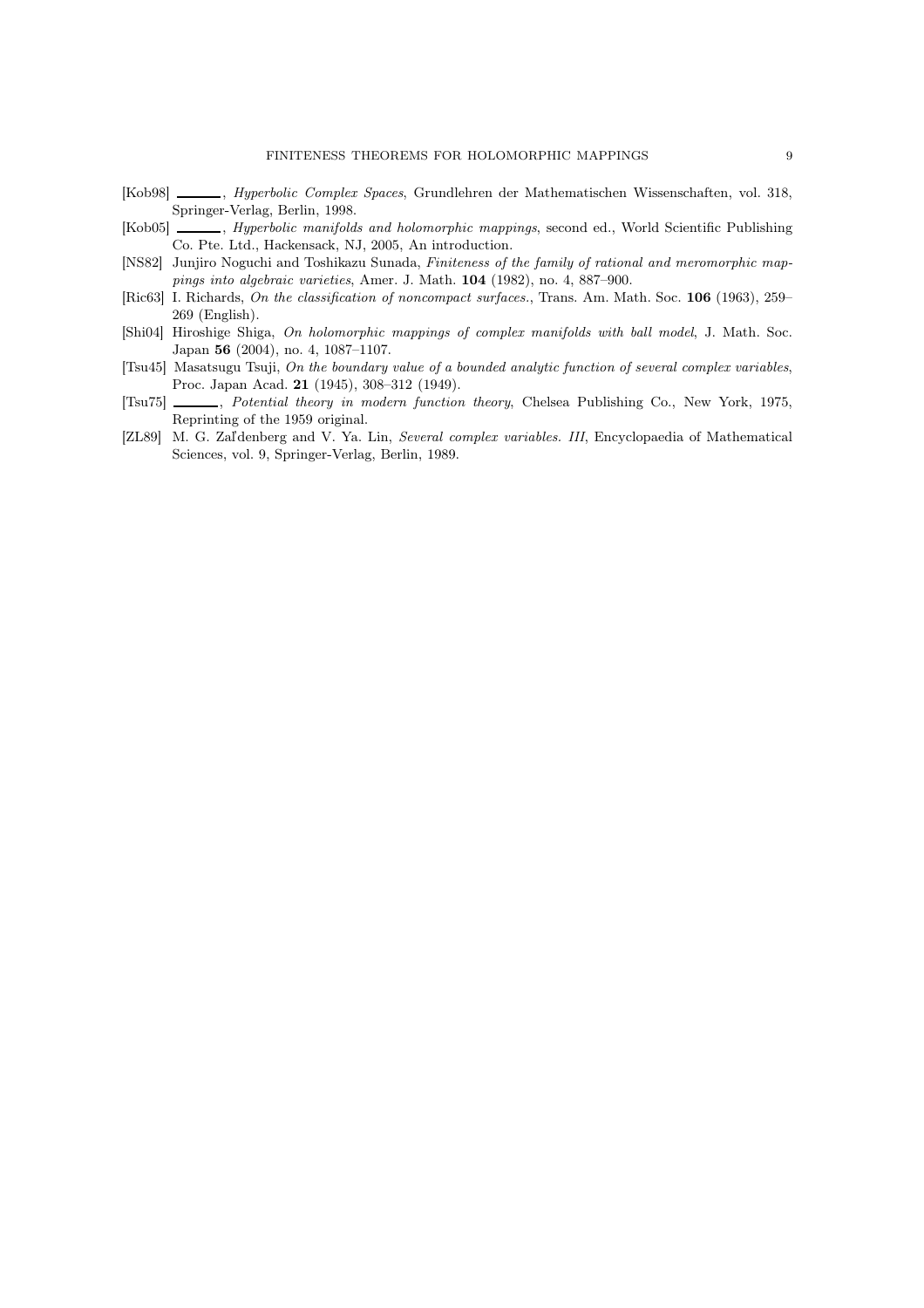[Kob98] ______, *Hyperbolic Complex Spaces*, Grundlehren der Mathematischen Wissenschaften, vol. 318, Springer-Verlag, Berlin, 1998.

[Kob05] ______, *Hyperbolic manifolds and holomorphic mappings*, second ed., World Scientific Publishing Co. Pte. Ltd., Hackensack, NJ, 2005, An introduction.

[NS82] Junjiro Noguchi and Toshikazu Sunada, *Finiteness of the family of rational and meromorphic mappings into algebraic varieties*, Amer. J. Math. **104** (1982), no. 4, 887–900.

[Ric63] I. Richards, *On the classification of noncompact surfaces.*, Trans. Am. Math. Soc. **106** (1963), 259–269 (English).

[Shi04] Hiroshige Shiga, *On holomorphic mappings of complex manifolds with ball model*, J. Math. Soc. Japan **56** (2004), no. 4, 1087–1107.

[Tsu45] Masatsugu Tsuji, *On the boundary value of a bounded analytic function of several complex variables*, Proc. Japan Acad. **21** (1945), 308–312 (1949).

[Tsu75] ______, *Potential theory in modern function theory*, Chelsea Publishing Co., New York, 1975, Reprinting of the 1959 original.

[ZL89] M. G. Zaĭdenberg and V. Ya. Lin, *Several complex variables. III*, Encyclopaedia of Mathematical Sciences, vol. 9, Springer-Verlag, Berlin, 1989.